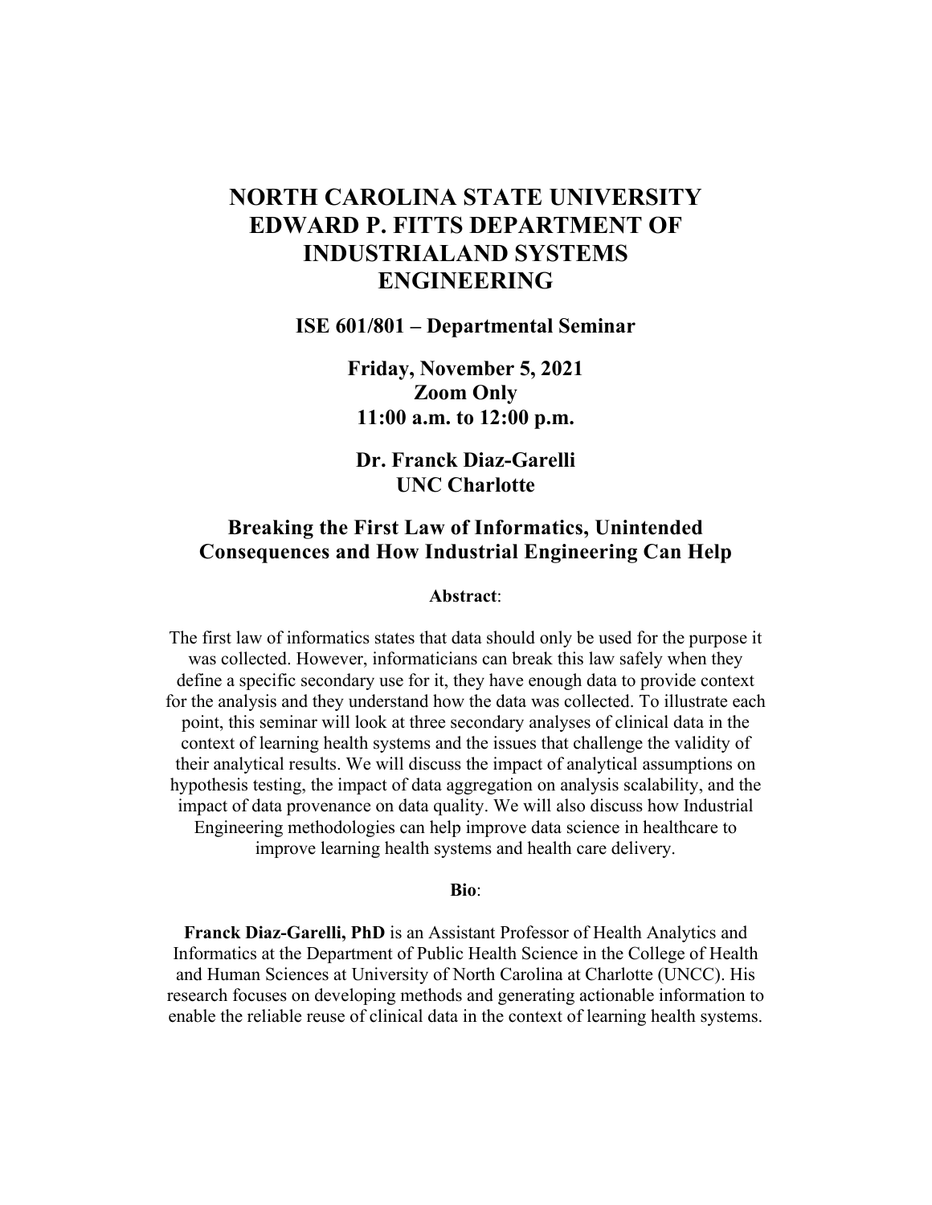# NORTH CAROLINA STATE UNIVERSITY EDWARD P. FITTS DEPARTMENT OF INDUSTRIALAND SYSTEMS ENGINEERING

**ISE 601/801 – Departmental Seminar**

**Friday, November 5, 2021**
**Zoom Only**
**11:00 a.m. to 12:00 p.m.**

**Dr. Franck Diaz-Garelli**
**UNC Charlotte**

## Breaking the First Law of Informatics, Unintended Consequences and How Industrial Engineering Can Help

**Abstract**:

The first law of informatics states that data should only be used for the purpose it was collected. However, informaticians can break this law safely when they define a specific secondary use for it, they have enough data to provide context for the analysis and they understand how the data was collected. To illustrate each point, this seminar will look at three secondary analyses of clinical data in the context of learning health systems and the issues that challenge the validity of their analytical results. We will discuss the impact of analytical assumptions on hypothesis testing, the impact of data aggregation on analysis scalability, and the impact of data provenance on data quality. We will also discuss how Industrial Engineering methodologies can help improve data science in healthcare to improve learning health systems and health care delivery.

**Bio**:

**Franck Diaz-Garelli, PhD** is an Assistant Professor of Health Analytics and Informatics at the Department of Public Health Science in the College of Health and Human Sciences at University of North Carolina at Charlotte (UNCC). His research focuses on developing methods and generating actionable information to enable the reliable reuse of clinical data in the context of learning health systems.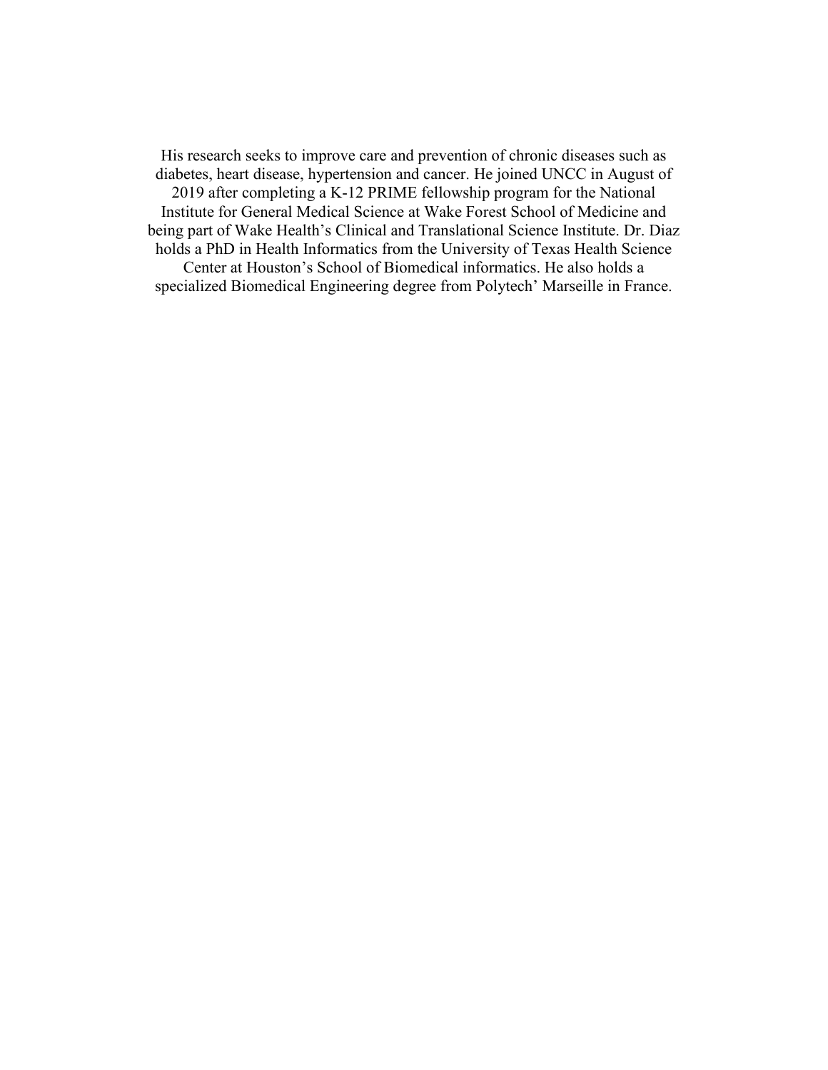His research seeks to improve care and prevention of chronic diseases such as diabetes, heart disease, hypertension and cancer. He joined UNCC in August of 2019 after completing a K-12 PRIME fellowship program for the National Institute for General Medical Science at Wake Forest School of Medicine and being part of Wake Health's Clinical and Translational Science Institute. Dr. Diaz holds a PhD in Health Informatics from the University of Texas Health Science Center at Houston's School of Biomedical informatics. He also holds a specialized Biomedical Engineering degree from Polytech' Marseille in France.